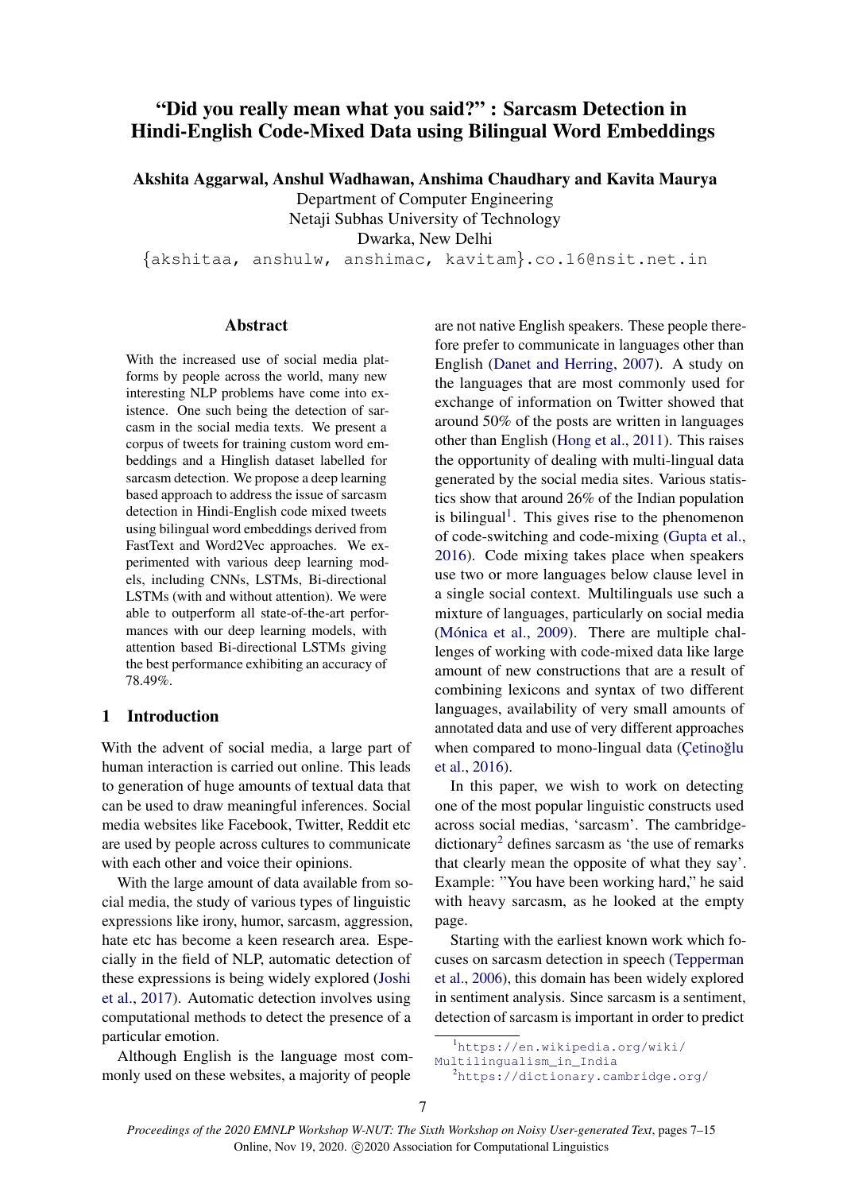# "Did you really mean what you said?" : Sarcasm Detection in Hindi-English Code-Mixed Data using Bilingual Word Embeddings

**Akshita Aggarwal, Anshul Wadhawan, Anshima Chaudhary and Kavita Maurya**

Department of Computer Engineering
Netaji Subhas University of Technology
Dwarka, New Delhi

{akshitaa, anshulw, anshimac, kavitam}.co.16@nsit.net.in

## Abstract

With the increased use of social media platforms by people across the world, many new interesting NLP problems have come into existence. One such being the detection of sarcasm in the social media texts. We present a corpus of tweets for training custom word embeddings and a Hinglish dataset labelled for sarcasm detection. We propose a deep learning based approach to address the issue of sarcasm detection in Hindi-English code mixed tweets using bilingual word embeddings derived from FastText and Word2Vec approaches. We experimented with various deep learning models, including CNNs, LSTMs, Bi-directional LSTMs (with and without attention). We were able to outperform all state-of-the-art performances with our deep learning models, with attention based Bi-directional LSTMs giving the best performance exhibiting an accuracy of 78.49%.

## 1 Introduction

With the advent of social media, a large part of human interaction is carried out online. This leads to generation of huge amounts of textual data that can be used to draw meaningful inferences. Social media websites like Facebook, Twitter, Reddit etc are used by people across cultures to communicate with each other and voice their opinions.

With the large amount of data available from social media, the study of various types of linguistic expressions like irony, humor, sarcasm, aggression, hate etc has become a keen research area. Especially in the field of NLP, automatic detection of these expressions is being widely explored (Joshi et al., 2017). Automatic detection involves using computational methods to detect the presence of a particular emotion.

Although English is the language most commonly used on these websites, a majority of people are not native English speakers. These people therefore prefer to communicate in languages other than English (Danet and Herring, 2007). A study on the languages that are most commonly used for exchange of information on Twitter showed that around 50% of the posts are written in languages other than English (Hong et al., 2011). This raises the opportunity of dealing with multi-lingual data generated by the social media sites. Various statistics show that around 26% of the Indian population is bilingual[1]. This gives rise to the phenomenon of code-switching and code-mixing (Gupta et al., 2016). Code mixing takes place when speakers use two or more languages below clause level in a single social context. Multilinguals use such a mixture of languages, particularly on social media (Mónica et al., 2009). There are multiple challenges of working with code-mixed data like large amount of new constructions that are a result of combining lexicons and syntax of two different languages, availability of very small amounts of annotated data and use of very different approaches when compared to mono-lingual data (Çetinoğlu et al., 2016).

In this paper, we wish to work on detecting one of the most popular linguistic constructs used across social medias, 'sarcasm'. The cambridge-dictionary[2] defines sarcasm as 'the use of remarks that clearly mean the opposite of what they say'. Example: "You have been working hard," he said with heavy sarcasm, as he looked at the empty page.

Starting with the earliest known work which focuses on sarcasm detection in speech (Tepperman et al., 2006), this domain has been widely explored in sentiment analysis. Since sarcasm is a sentiment, detection of sarcasm is important in order to predict

[1] https://en.wikipedia.org/wiki/Multilingualism_in_India

[2] https://dictionary.cambridge.org/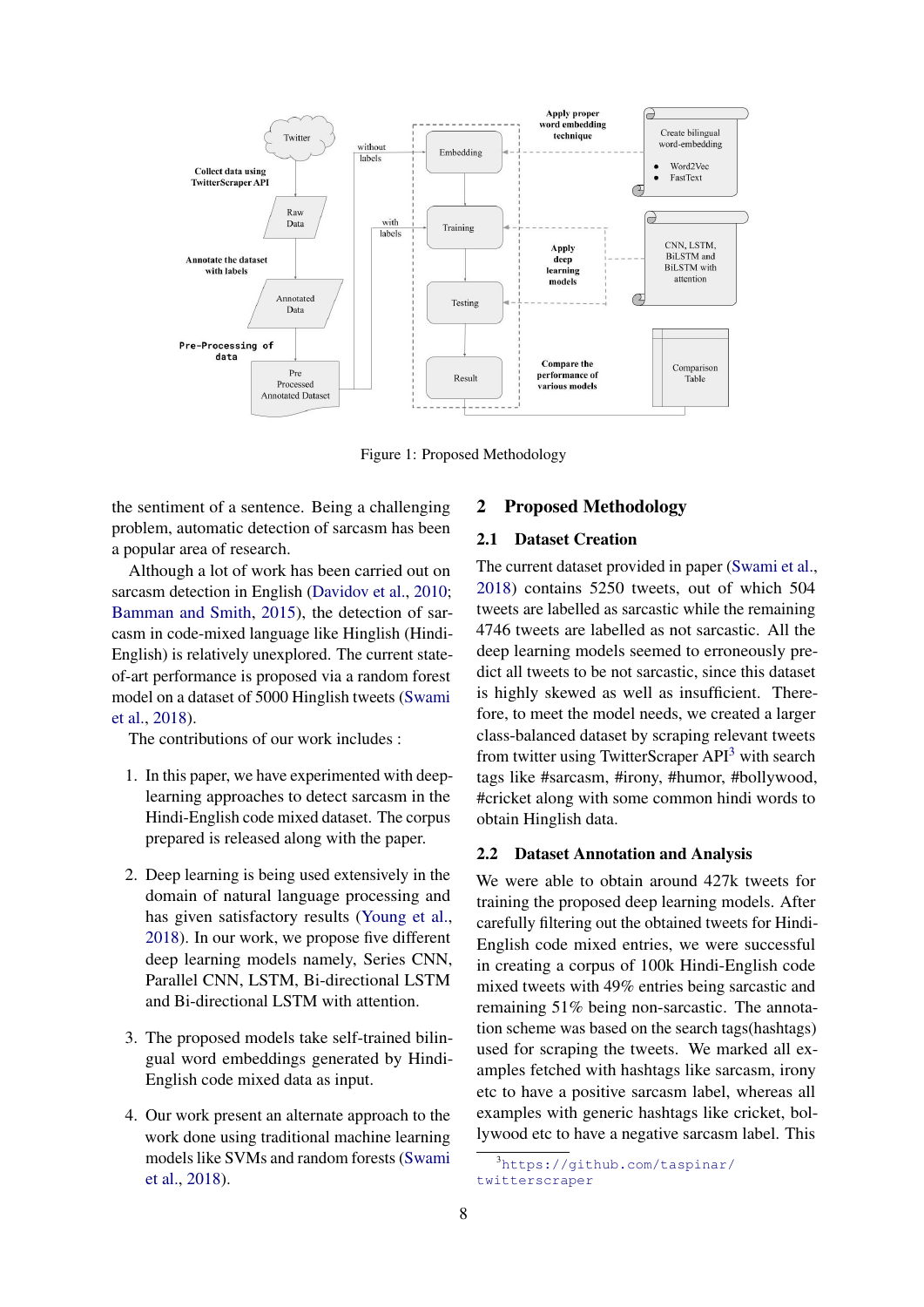Figure 1: Proposed Methodology

the sentiment of a sentence. Being a challenging problem, automatic detection of sarcasm has been a popular area of research.

Although a lot of work has been carried out on sarcasm detection in English (Davidov et al., 2010; Bamman and Smith, 2015), the detection of sarcasm in code-mixed language like Hinglish (Hindi-English) is relatively unexplored. The current state-of-art performance is proposed via a random forest model on a dataset of 5000 Hinglish tweets (Swami et al., 2018).

The contributions of our work includes :

1. In this paper, we have experimented with deep-learning approaches to detect sarcasm in the Hindi-English code mixed dataset. The corpus prepared is released along with the paper.
2. Deep learning is being used extensively in the domain of natural language processing and has given satisfactory results (Young et al., 2018). In our work, we propose five different deep learning models namely, Series CNN, Parallel CNN, LSTM, Bi-directional LSTM and Bi-directional LSTM with attention.
3. The proposed models take self-trained bilingual word embeddings generated by Hindi-English code mixed data as input.
4. Our work present an alternate approach to the work done using traditional machine learning models like SVMs and random forests (Swami et al., 2018).

## 2 Proposed Methodology

### 2.1 Dataset Creation

The current dataset provided in paper (Swami et al., 2018) contains 5250 tweets, out of which 504 tweets are labelled as sarcastic while the remaining 4746 tweets are labelled as not sarcastic. All the deep learning models seemed to erroneously predict all tweets to be not sarcastic, since this dataset is highly skewed as well as insufficient. Therefore, to meet the model needs, we created a larger class-balanced dataset by scraping relevant tweets from twitter using TwitterScraper API[3] with search tags like #sarcasm, #irony, #humor, #bollywood, #cricket along with some common hindi words to obtain Hinglish data.

### 2.2 Dataset Annotation and Analysis

We were able to obtain around 427k tweets for training the proposed deep learning models. After carefully filtering out the obtained tweets for Hindi-English code mixed entries, we were successful in creating a corpus of 100k Hindi-English code mixed tweets with 49% entries being sarcastic and remaining 51% being non-sarcastic. The annotation scheme was based on the search tags(hashtags) used for scraping the tweets. We marked all examples fetched with hashtags like sarcasm, irony etc to have a positive sarcasm label, whereas all examples with generic hashtags like cricket, bollywood etc to have a negative sarcasm label. This

[3] https://github.com/taspinar/twitterscraper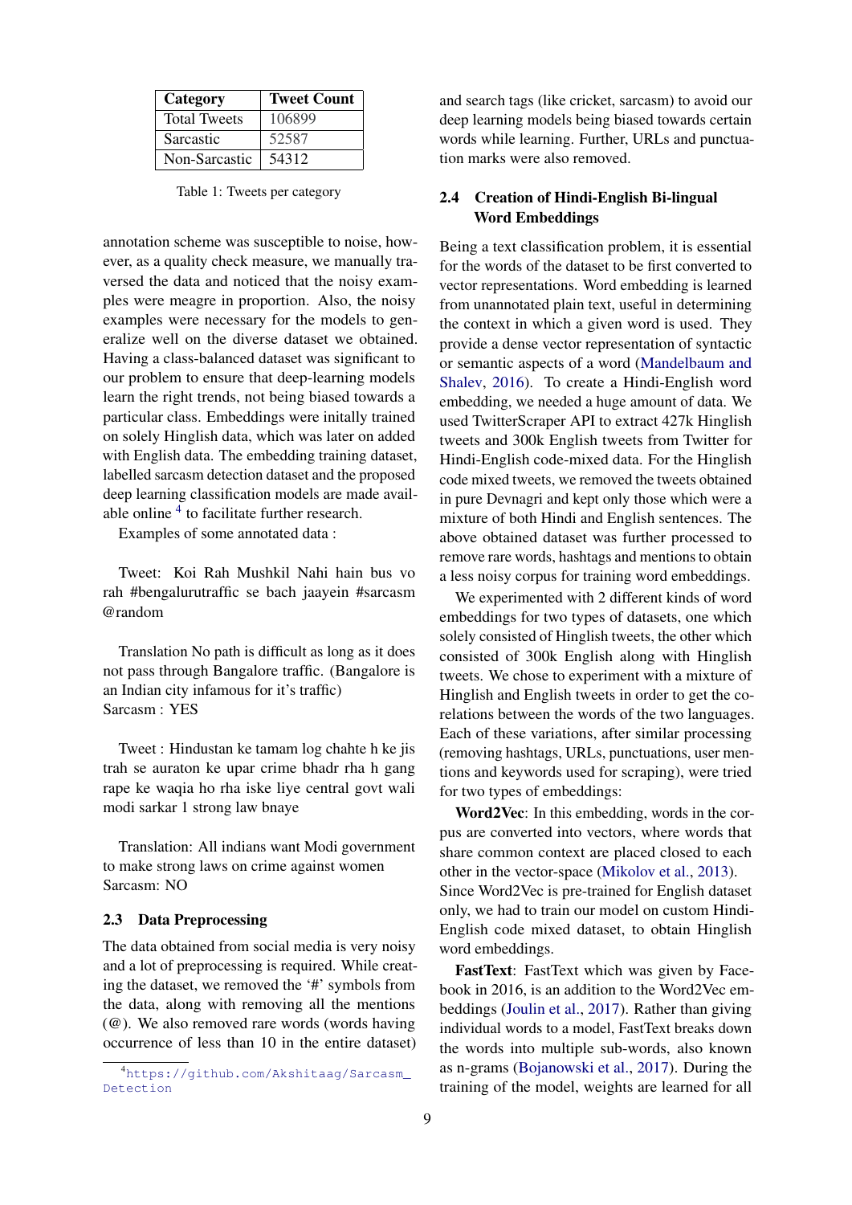| Category | Tweet Count |
| --- | --- |
| Total Tweets | 106899 |
| Sarcastic | 52587 |
| Non-Sarcastic | 54312 |

Table 1: Tweets per category

annotation scheme was susceptible to noise, however, as a quality check measure, we manually traversed the data and noticed that the noisy examples were meagre in proportion. Also, the noisy examples were necessary for the models to generalize well on the diverse dataset we obtained. Having a class-balanced dataset was significant to our problem to ensure that deep-learning models learn the right trends, not being biased towards a particular class. Embeddings were initally trained on solely Hinglish data, which was later on added with English data. The embedding training dataset, labelled sarcasm detection dataset and the proposed deep learning classification models are made available online [4] to facilitate further research.

Examples of some annotated data :

Tweet: Koi Rah Mushkil Nahi hain bus vo rah #bengalurutraffic se bach jaayein #sarcasm @random

Translation No path is difficult as long as it does not pass through Bangalore traffic. (Bangalore is an Indian city infamous for it's traffic)
Sarcasm : YES

Tweet : Hindustan ke tamam log chahte h ke jis trah se auraton ke upar crime bhadr rha h gang rape ke waqia ho rha iske liye central govt wali modi sarkar 1 strong law bnaye

Translation: All indians want Modi government to make strong laws on crime against women
Sarcasm: NO

### 2.3 Data Preprocessing

The data obtained from social media is very noisy and a lot of preprocessing is required. While creating the dataset, we removed the '#' symbols from the data, along with removing all the mentions (@). We also removed rare words (words having occurrence of less than 10 in the entire dataset) and search tags (like cricket, sarcasm) to avoid our deep learning models being biased towards certain words while learning. Further, URLs and punctuation marks were also removed.

### 2.4 Creation of Hindi-English Bi-lingual Word Embeddings

Being a text classification problem, it is essential for the words of the dataset to be first converted to vector representations. Word embedding is learned from unannotated plain text, useful in determining the context in which a given word is used. They provide a dense vector representation of syntactic or semantic aspects of a word (Mandelbaum and Shalev, 2016). To create a Hindi-English word embedding, we needed a huge amount of data. We used TwitterScraper API to extract 427k Hinglish tweets and 300k English tweets from Twitter for Hindi-English code-mixed data. For the Hinglish code mixed tweets, we removed the tweets obtained in pure Devnagri and kept only those which were a mixture of both Hindi and English sentences. The above obtained dataset was further processed to remove rare words, hashtags and mentions to obtain a less noisy corpus for training word embeddings.

We experimented with 2 different kinds of word embeddings for two types of datasets, one which solely consisted of Hinglish tweets, the other which consisted of 300k English along with Hinglish tweets. We chose to experiment with a mixture of Hinglish and English tweets in order to get the corelations between the words of the two languages. Each of these variations, after similar processing (removing hashtags, URLs, punctuations, user mentions and keywords used for scraping), were tried for two types of embeddings:

**Word2Vec**: In this embedding, words in the corpus are converted into vectors, where words that share common context are placed closed to each other in the vector-space (Mikolov et al., 2013). Since Word2Vec is pre-trained for English dataset only, we had to train our model on custom Hindi-English code mixed dataset, to obtain Hinglish word embeddings.

**FastText**: FastText which was given by Facebook in 2016, is an addition to the Word2Vec embeddings (Joulin et al., 2017). Rather than giving individual words to a model, FastText breaks down the words into multiple sub-words, also known as n-grams (Bojanowski et al., 2017). During the training of the model, weights are learned for all

[4] https://github.com/Akshitaag/Sarcasm_Detection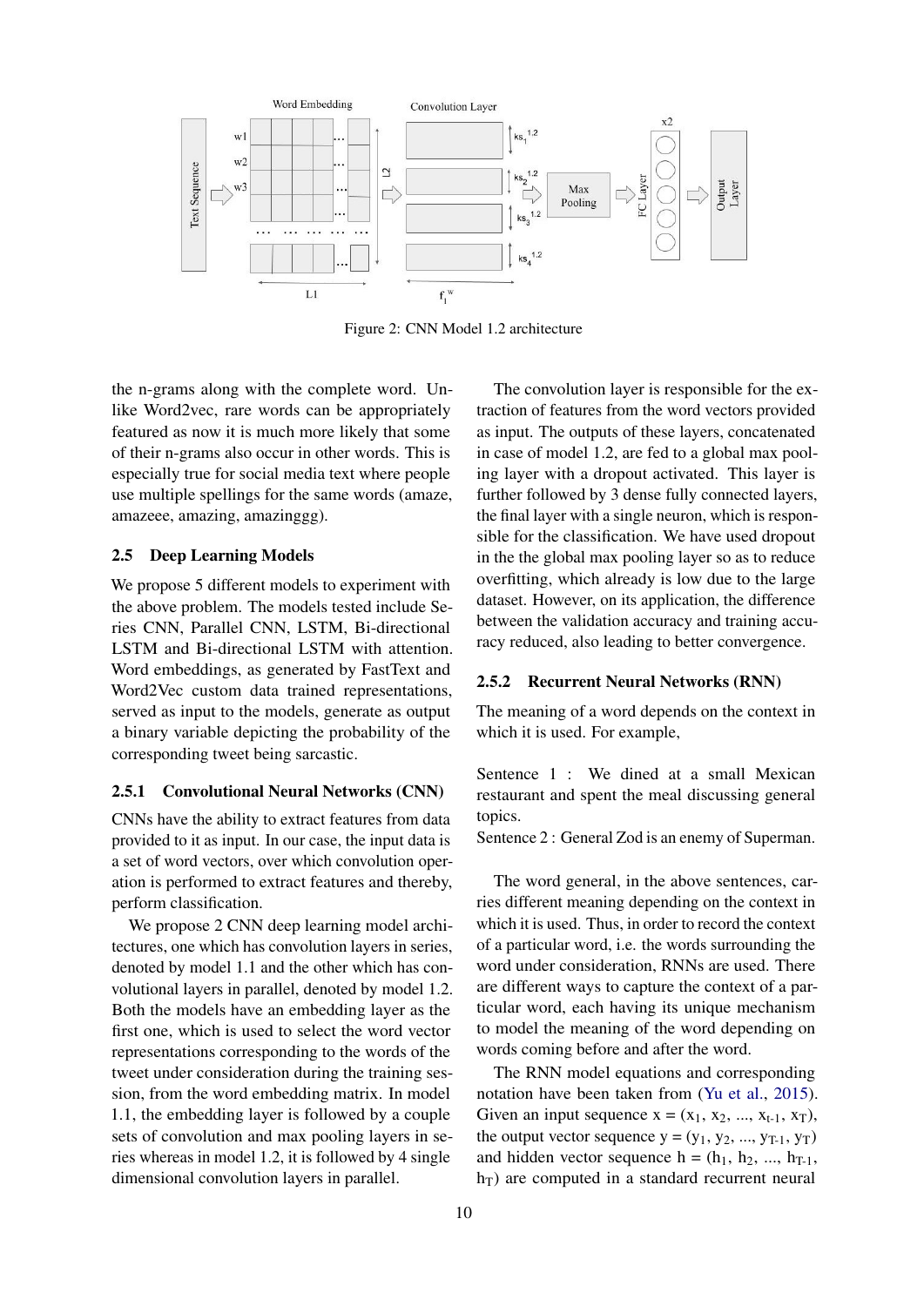Figure 2: CNN Model 1.2 architecture

the n-grams along with the complete word. Unlike Word2vec, rare words can be appropriately featured as now it is much more likely that some of their n-grams also occur in other words. This is especially true for social media text where people use multiple spellings for the same words (amaze, amazeee, amazing, amazinggg).

### 2.5 Deep Learning Models

We propose 5 different models to experiment with the above problem. The models tested include Series CNN, Parallel CNN, LSTM, Bi-directional LSTM and Bi-directional LSTM with attention. Word embeddings, as generated by FastText and Word2Vec custom data trained representations, served as input to the models, generate as output a binary variable depicting the probability of the corresponding tweet being sarcastic.

#### 2.5.1 Convolutional Neural Networks (CNN)

CNNs have the ability to extract features from data provided to it as input. In our case, the input data is a set of word vectors, over which convolution operation is performed to extract features and thereby, perform classification.

We propose 2 CNN deep learning model architectures, one which has convolution layers in series, denoted by model 1.1 and the other which has convolutional layers in parallel, denoted by model 1.2. Both the models have an embedding layer as the first one, which is used to select the word vector representations corresponding to the words of the tweet under consideration during the training session, from the word embedding matrix. In model 1.1, the embedding layer is followed by a couple sets of convolution and max pooling layers in series whereas in model 1.2, it is followed by 4 single dimensional convolution layers in parallel.

The convolution layer is responsible for the extraction of features from the word vectors provided as input. The outputs of these layers, concatenated in case of model 1.2, are fed to a global max pooling layer with a dropout activated. This layer is further followed by 3 dense fully connected layers, the final layer with a single neuron, which is responsible for the classification. We have used dropout in the the global max pooling layer so as to reduce overfitting, which already is low due to the large dataset. However, on its application, the difference between the validation accuracy and training accuracy reduced, also leading to better convergence.

#### 2.5.2 Recurrent Neural Networks (RNN)

The meaning of a word depends on the context in which it is used. For example,

Sentence 1 : We dined at a small Mexican restaurant and spent the meal discussing general topics.
Sentence 2 : General Zod is an enemy of Superman.

The word general, in the above sentences, carries different meaning depending on the context in which it is used. Thus, in order to record the context of a particular word, i.e. the words surrounding the word under consideration, RNNs are used. There are different ways to capture the context of a particular word, each having its unique mechanism to model the meaning of the word depending on words coming before and after the word.

The RNN model equations and corresponding notation have been taken from (Yu et al., 2015). Given an input sequence x = ($x_1$, $x_2$, ..., $x_{t-1}$, $x_T$), the output vector sequence y = ($y_1$, $y_2$, ..., $y_{T-1}$, $y_T$) and hidden vector sequence h = ($h_1$, $h_2$, ..., $h_{T-1}$, $h_T$) are computed in a standard recurrent neural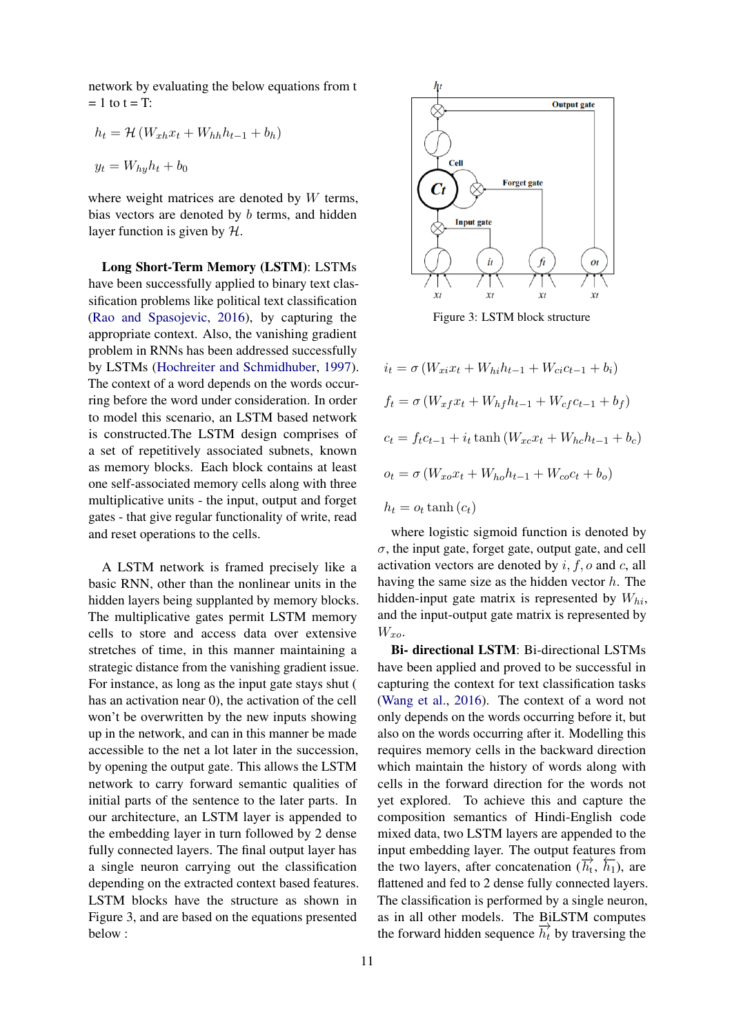network by evaluating the below equations from t = 1 to t = T:

$$h_t = \mathcal{H}\left(W_{xh}x_t + W_{hh}h_{t-1} + b_h\right)$$

$$y_t = W_{hy}h_t + b_0$$

where weight matrices are denoted by $W$ terms, bias vectors are denoted by $b$ terms, and hidden layer function is given by $\mathcal{H}$.

**Long Short-Term Memory (LSTM)**: LSTMs have been successfully applied to binary text classification problems like political text classification (Rao and Spasojevic, 2016), by capturing the appropriate context. Also, the vanishing gradient problem in RNNs has been addressed successfully by LSTMs (Hochreiter and Schmidhuber, 1997). The context of a word depends on the words occurring before the word under consideration. In order to model this scenario, an LSTM based network is constructed.The LSTM design comprises of a set of repetitively associated subnets, known as memory blocks. Each block contains at least one self-associated memory cells along with three multiplicative units - the input, output and forget gates - that give regular functionality of write, read and reset operations to the cells.

A LSTM network is framed precisely like a basic RNN, other than the nonlinear units in the hidden layers being supplanted by memory blocks. The multiplicative gates permit LSTM memory cells to store and access data over extensive stretches of time, in this manner maintaining a strategic distance from the vanishing gradient issue. For instance, as long as the input gate stays shut ( has an activation near 0), the activation of the cell won't be overwritten by the new inputs showing up in the network, and can in this manner be made accessible to the net a lot later in the succession, by opening the output gate. This allows the LSTM network to carry forward semantic qualities of initial parts of the sentence to the later parts. In our architecture, an LSTM layer is appended to the embedding layer in turn followed by 2 dense fully connected layers. The final output layer has a single neuron carrying out the classification depending on the extracted context based features. LSTM blocks have the structure as shown in Figure 3, and are based on the equations presented below :

Figure 3: LSTM block structure

$$i_t = \sigma\left(W_{xi}x_t + W_{hi}h_{t-1} + W_{ci}c_{t-1} + b_i\right)$$

$$f_t = \sigma\left(W_{xf}x_t + W_{hf}h_{t-1} + W_{cf}c_{t-1} + b_f\right)$$

$$c_t = f_t c_{t-1} + i_t \tanh\left(W_{xc}x_t + W_{hc}h_{t-1} + b_c\right)$$

$$o_t = \sigma\left(W_{xo}x_t + W_{ho}h_{t-1} + W_{co}c_t + b_o\right)$$

$$h_t = o_t \tanh\left(c_t\right)$$

where logistic sigmoid function is denoted by $\sigma$, the input gate, forget gate, output gate, and cell activation vectors are denoted by $i, f, o$ and $c$, all having the same size as the hidden vector $h$. The hidden-input gate matrix is represented by $W_{hi}$, and the input-output gate matrix is represented by $W_{xo}$.

**Bi- directional LSTM**: Bi-directional LSTMs have been applied and proved to be successful in capturing the context for text classification tasks (Wang et al., 2016). The context of a word not only depends on the words occurring before it, but also on the words occurring after it. Modelling this requires memory cells in the backward direction which maintain the history of words along with cells in the forward direction for the words not yet explored. To achieve this and capture the composition semantics of Hindi-English code mixed data, two LSTM layers are appended to the input embedding layer. The output features from the two layers, after concatenation ($\overrightarrow{h_t}$, $\overleftarrow{h_1}$), are flattened and fed to 2 dense fully connected layers. The classification is performed by a single neuron, as in all other models. The BiLSTM computes the forward hidden sequence $\overrightarrow{h_t}$ by traversing the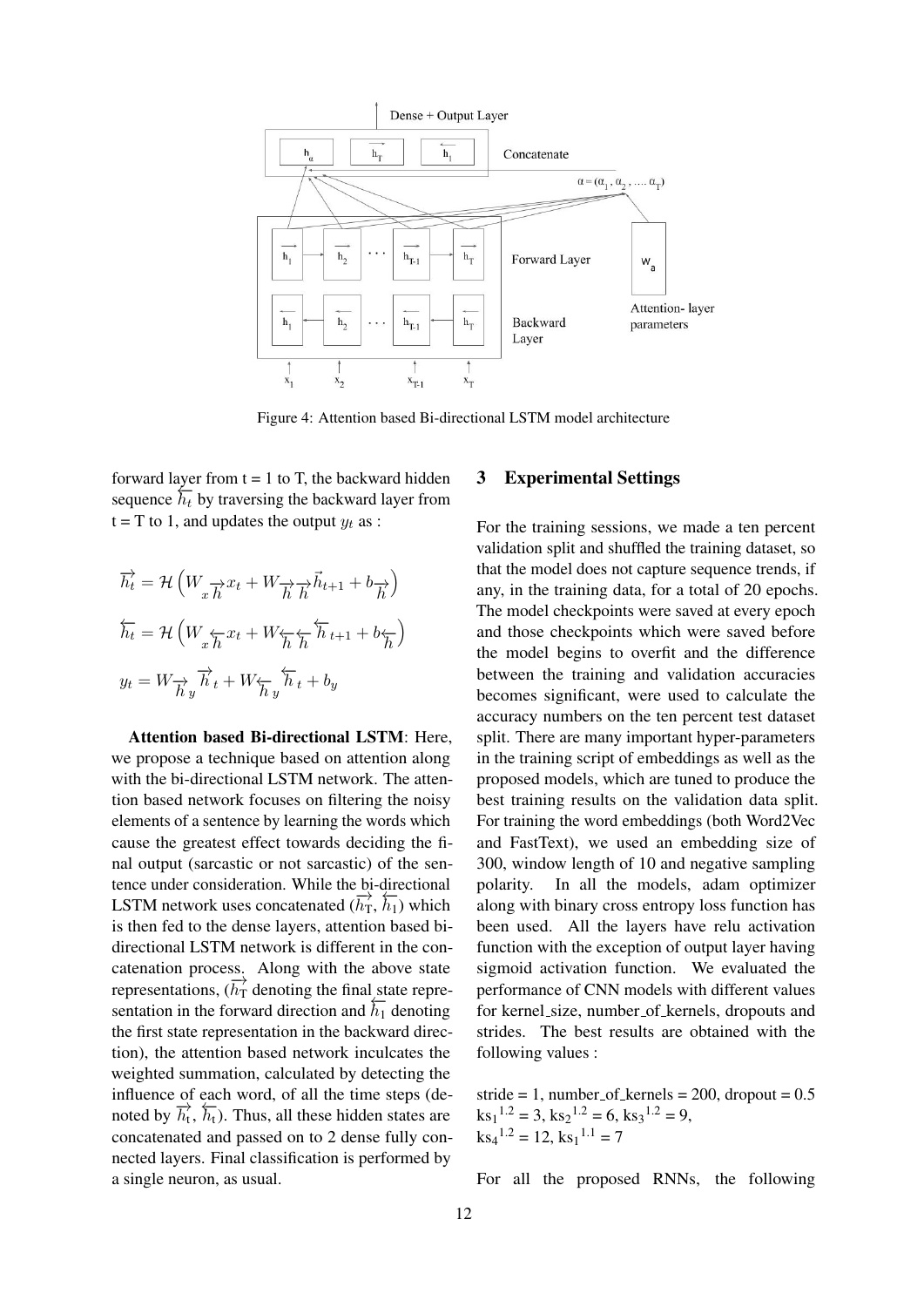Figure 4: Attention based Bi-directional LSTM model architecture

forward layer from t = 1 to T, the backward hidden sequence $\overleftarrow{h_t}$ by traversing the backward layer from t = T to 1, and updates the output $y_t$ as :

$$\overrightarrow{h_t} = \mathcal{H}\left(W_{x\overrightarrow{h}}x_t + W_{\overrightarrow{h}\overrightarrow{h}}\vec{h}_{t+1} + b_{\overrightarrow{h}}\right)$$

$$\overleftarrow{h_t} = \mathcal{H}\left(W_{x\overleftarrow{h}}x_t + W_{\overleftarrow{h}\overleftarrow{h}}\overleftarrow{h}_{t+1} + b_{\overleftarrow{h}}\right)$$

$$y_t = W_{\overrightarrow{h}y}\overrightarrow{h}_t + W_{\overleftarrow{h}y}\overleftarrow{h}_t + b_y$$

**Attention based Bi-directional LSTM**: Here, we propose a technique based on attention along with the bi-directional LSTM network. The attention based network focuses on filtering the noisy elements of a sentence by learning the words which cause the greatest effect towards deciding the final output (sarcastic or not sarcastic) of the sentence under consideration. While the bi-directional LSTM network uses concatenated ($\overrightarrow{h_T}$, $\overleftarrow{h_1}$) which is then fed to the dense layers, attention based bi-directional LSTM network is different in the concatenation process. Along with the above state representations, ($\overrightarrow{h_T}$ denoting the final state representation in the forward direction and $\overleftarrow{h_1}$ denoting the first state representation in the backward direction), the attention based network inculcates the weighted summation, calculated by detecting the influence of each word, of all the time steps (denoted by $\overrightarrow{h_t}$, $\overleftarrow{h_t}$). Thus, all these hidden states are concatenated and passed on to 2 dense fully connected layers. Final classification is performed by a single neuron, as usual.

## 3 Experimental Settings

For the training sessions, we made a ten percent validation split and shuffled the training dataset, so that the model does not capture sequence trends, if any, in the training data, for a total of 20 epochs. The model checkpoints were saved at every epoch and those checkpoints which were saved before the model begins to overfit and the difference between the training and validation accuracies becomes significant, were used to calculate the accuracy numbers on the ten percent test dataset split. There are many important hyper-parameters in the training script of embeddings as well as the proposed models, which are tuned to produce the best training results on the validation data split. For training the word embeddings (both Word2Vec and FastText), we used an embedding size of 300, window length of 10 and negative sampling polarity. In all the models, adam optimizer along with binary cross entropy loss function has been used. All the layers have relu activation function with the exception of output layer having sigmoid activation function. We evaluated the performance of CNN models with different values for kernel_size, number_of_kernels, dropouts and strides. The best results are obtained with the following values :

stride = 1, number_of_kernels = 200, dropout = 0.5
$ks_1^{1.2} = 3$, $ks_2^{1.2} = 6$, $ks_3^{1.2} = 9$,
$ks_4^{1.2} = 12$, $ks_1^{1.1} = 7$

For all the proposed RNNs, the following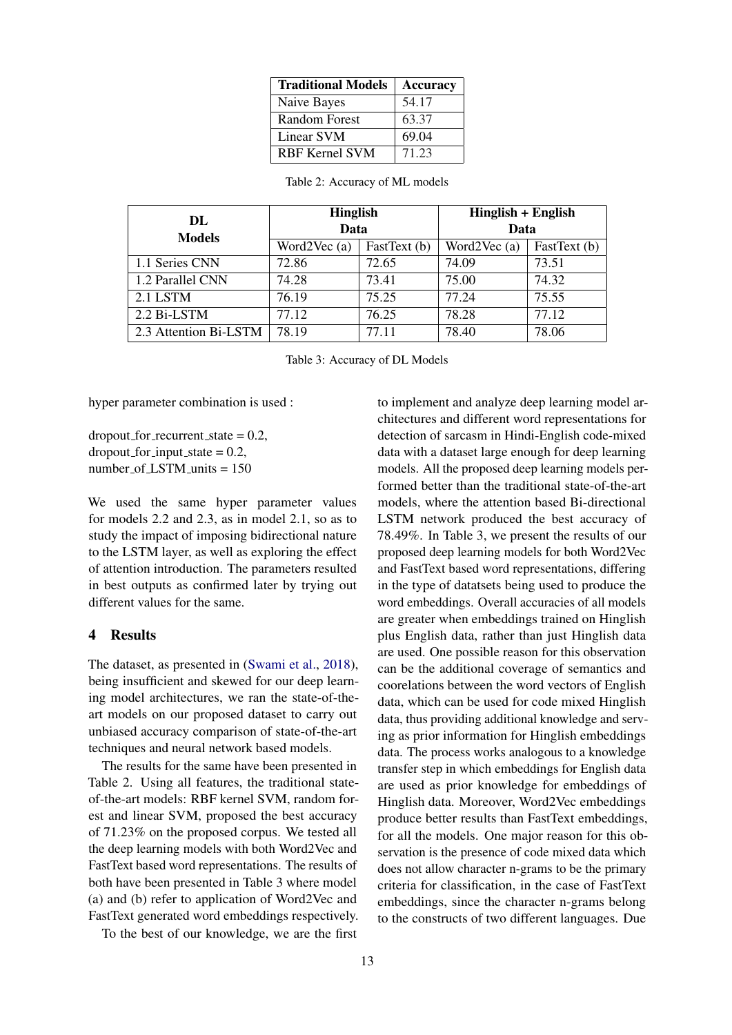| Traditional Models | Accuracy |
|---|---|
| Naive Bayes | 54.17 |
| Random Forest | 63.37 |
| Linear SVM | 69.04 |
| RBF Kernel SVM | 71.23 |

Table 2: Accuracy of ML models

| DL Models | Hinglish Data | | Hinglish + English Data | |
|---|---|---|---|---|
| | Word2Vec (a) | FastText (b) | Word2Vec (a) | FastText (b) |
| 1.1 Series CNN | 72.86 | 72.65 | 74.09 | 73.51 |
| 1.2 Parallel CNN | 74.28 | 73.41 | 75.00 | 74.32 |
| 2.1 LSTM | 76.19 | 75.25 | 77.24 | 75.55 |
| 2.2 Bi-LSTM | 77.12 | 76.25 | 78.28 | 77.12 |
| 2.3 Attention Bi-LSTM | 78.19 | 77.11 | 78.40 | 78.06 |

Table 3: Accuracy of DL Models

hyper parameter combination is used :

dropout_for_recurrent_state = 0.2,
dropout_for_input_state = 0.2,
number_of_LSTM_units = 150

We used the same hyper parameter values for models 2.2 and 2.3, as in model 2.1, so as to study the impact of imposing bidirectional nature to the LSTM layer, as well as exploring the effect of attention introduction. The parameters resulted in best outputs as confirmed later by trying out different values for the same.

## 4 Results

The dataset, as presented in (Swami et al., 2018), being insufficient and skewed for our deep learning model architectures, we ran the state-of-the-art models on our proposed dataset to carry out unbiased accuracy comparison of state-of-the-art techniques and neural network based models.

The results for the same have been presented in Table 2. Using all features, the traditional state-of-the-art models: RBF kernel SVM, random forest and linear SVM, proposed the best accuracy of 71.23% on the proposed corpus. We tested all the deep learning models with both Word2Vec and FastText based word representations. The results of both have been presented in Table 3 where model (a) and (b) refer to application of Word2Vec and FastText generated word embeddings respectively.

To the best of our knowledge, we are the first to implement and analyze deep learning model architectures and different word representations for detection of sarcasm in Hindi-English code-mixed data with a dataset large enough for deep learning models. All the proposed deep learning models performed better than the traditional state-of-the-art models, where the attention based Bi-directional LSTM network produced the best accuracy of 78.49%. In Table 3, we present the results of our proposed deep learning models for both Word2Vec and FastText based word representations, differing in the type of datatsets being used to produce the word embeddings. Overall accuracies of all models are greater when embeddings trained on Hinglish plus English data, rather than just Hinglish data are used. One possible reason for this observation can be the additional coverage of semantics and coorelations between the word vectors of English data, which can be used for code mixed Hinglish data, thus providing additional knowledge and serving as prior information for Hinglish embeddings data. The process works analogous to a knowledge transfer step in which embeddings for English data are used as prior knowledge for embeddings of Hinglish data. Moreover, Word2Vec embeddings produce better results than FastText embeddings, for all the models. One major reason for this observation is the presence of code mixed data which does not allow character n-grams to be the primary criteria for classification, in the case of FastText embeddings, since the character n-grams belong to the constructs of two different languages. Due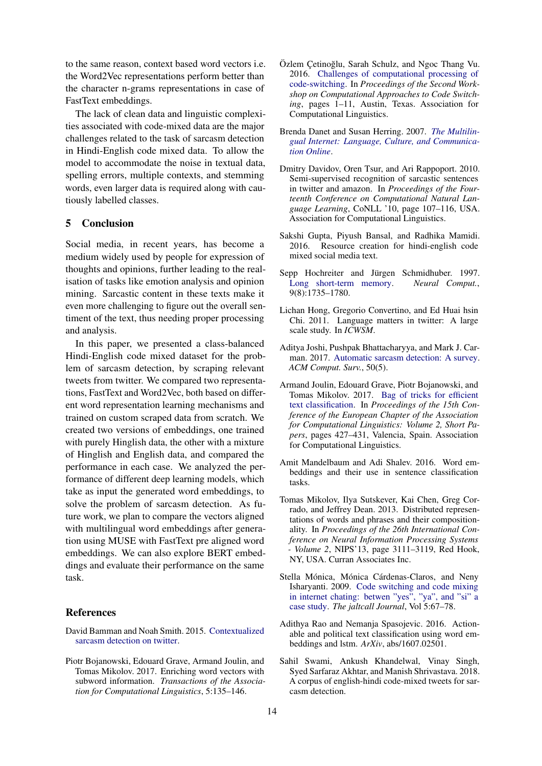to the same reason, context based word vectors i.e. the Word2Vec representations perform better than the character n-grams representations in case of FastText embeddings.

The lack of clean data and linguistic complexities associated with code-mixed data are the major challenges related to the task of sarcasm detection in Hindi-English code mixed data. To allow the model to accommodate the noise in textual data, spelling errors, multiple contexts, and stemming words, even larger data is required along with cautiously labelled classes.

## 5 Conclusion

Social media, in recent years, has become a medium widely used by people for expression of thoughts and opinions, further leading to the realisation of tasks like emotion analysis and opinion mining. Sarcastic content in these texts make it even more challenging to figure out the overall sentiment of the text, thus needing proper processing and analysis.

In this paper, we presented a class-balanced Hindi-English code mixed dataset for the problem of sarcasm detection, by scraping relevant tweets from twitter. We compared two representations, FastText and Word2Vec, both based on different word representation learning mechanisms and trained on custom scraped data from scratch. We created two versions of embeddings, one trained with purely Hinglish data, the other with a mixture of Hinglish and English data, and compared the performance in each case. We analyzed the performance of different deep learning models, which take as input the generated word embeddings, to solve the problem of sarcasm detection. As future work, we plan to compare the vectors aligned with multilingual word embeddings after generation using MUSE with FastText pre aligned word embeddings. We can also explore BERT embeddings and evaluate their performance on the same task.

## References

David Bamman and Noah Smith. 2015. Contextualized sarcasm detection on twitter.

Piotr Bojanowski, Edouard Grave, Armand Joulin, and Tomas Mikolov. 2017. Enriching word vectors with subword information. *Transactions of the Association for Computational Linguistics*, 5:135–146.

Özlem Çetinoğlu, Sarah Schulz, and Ngoc Thang Vu. 2016. Challenges of computational processing of code-switching. In *Proceedings of the Second Workshop on Computational Approaches to Code Switching*, pages 1–11, Austin, Texas. Association for Computational Linguistics.

Brenda Danet and Susan Herring. 2007. *The Multilingual Internet: Language, Culture, and Communication Online*.

Dmitry Davidov, Oren Tsur, and Ari Rappoport. 2010. Semi-supervised recognition of sarcastic sentences in twitter and amazon. In *Proceedings of the Fourteenth Conference on Computational Natural Language Learning*, CoNLL '10, page 107–116, USA. Association for Computational Linguistics.

Sakshi Gupta, Piyush Bansal, and Radhika Mamidi. 2016. Resource creation for hindi-english code mixed social media text.

Sepp Hochreiter and Jürgen Schmidhuber. 1997. Long short-term memory. *Neural Comput.*, 9(8):1735–1780.

Lichan Hong, Gregorio Convertino, and Ed Huai hsin Chi. 2011. Language matters in twitter: A large scale study. In *ICWSM*.

Aditya Joshi, Pushpak Bhattacharyya, and Mark J. Carman. 2017. Automatic sarcasm detection: A survey. *ACM Comput. Surv.*, 50(5).

Armand Joulin, Edouard Grave, Piotr Bojanowski, and Tomas Mikolov. 2017. Bag of tricks for efficient text classification. In *Proceedings of the 15th Conference of the European Chapter of the Association for Computational Linguistics: Volume 2, Short Papers*, pages 427–431, Valencia, Spain. Association for Computational Linguistics.

Amit Mandelbaum and Adi Shalev. 2016. Word embeddings and their use in sentence classification tasks.

Tomas Mikolov, Ilya Sutskever, Kai Chen, Greg Corrado, and Jeffrey Dean. 2013. Distributed representations of words and phrases and their compositionality. In *Proceedings of the 26th International Conference on Neural Information Processing Systems - Volume 2*, NIPS'13, page 3111–3119, Red Hook, NY, USA. Curran Associates Inc.

Stella Mónica, Mónica Cárdenas-Claros, and Neny Isharyanti. 2009. Code switching and code mixing in internet chating: betwen "yes", "ya", and "si" a case study. *The jaltcall Journal*, Vol 5:67–78.

Adithya Rao and Nemanja Spasojevic. 2016. Actionable and political text classification using word embeddings and lstm. *ArXiv*, abs/1607.02501.

Sahil Swami, Ankush Khandelwal, Vinay Singh, Syed Sarfaraz Akhtar, and Manish Shrivastava. 2018. A corpus of english-hindi code-mixed tweets for sarcasm detection.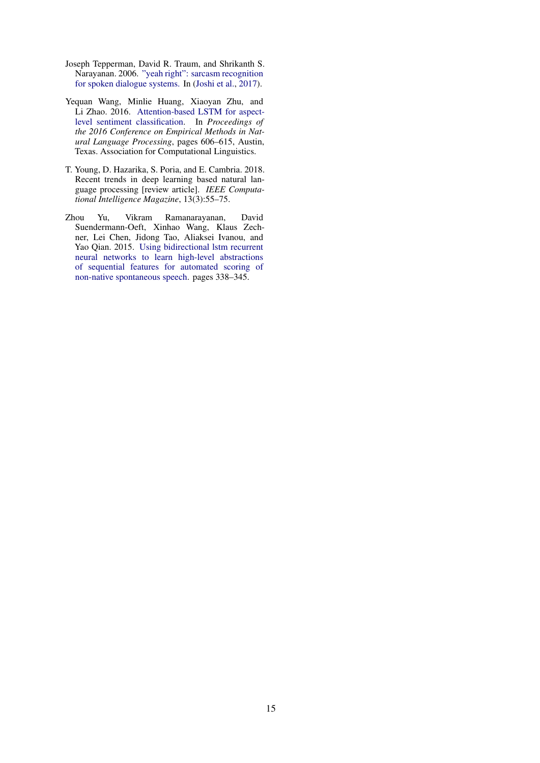Joseph Tepperman, David R. Traum, and Shrikanth S. Narayanan. 2006. "yeah right": sarcasm recognition for spoken dialogue systems. In (Joshi et al., 2017).

Yequan Wang, Minlie Huang, Xiaoyan Zhu, and Li Zhao. 2016. Attention-based LSTM for aspect-level sentiment classification. In *Proceedings of the 2016 Conference on Empirical Methods in Natural Language Processing*, pages 606–615, Austin, Texas. Association for Computational Linguistics.

T. Young, D. Hazarika, S. Poria, and E. Cambria. 2018. Recent trends in deep learning based natural language processing [review article]. *IEEE Computational Intelligence Magazine*, 13(3):55–75.

Zhou Yu, Vikram Ramanarayanan, David Suendermann-Oeft, Xinhao Wang, Klaus Zechner, Lei Chen, Jidong Tao, Aliaksei Ivanou, and Yao Qian. 2015. Using bidirectional lstm recurrent neural networks to learn high-level abstractions of sequential features for automated scoring of non-native spontaneous speech. pages 338–345.